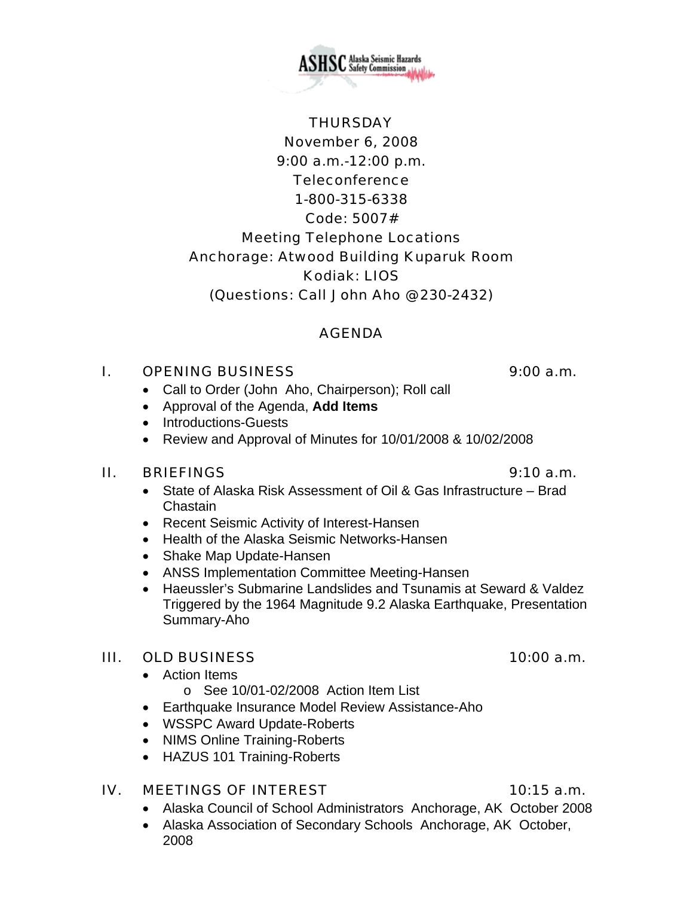ASHSC Alaska Seismic Hazards Safety Commission

THURSDAY
November 6, 2008
9:00 a.m.-12:00 p.m.
Teleconference
1-800-315-6338
Code: 5007#
Meeting Telephone Locations
Anchorage: Atwood Building Kuparuk Room
Kodiak: LIOS
(Questions: Call John Aho @230-2432)

# AGENDA

## I. OPENING BUSINESS — 9:00 a.m.

- Call to Order (John Aho, Chairperson); Roll call
- Approval of the Agenda, **Add Items**
- Introductions-Guests
- Review and Approval of Minutes for 10/01/2008 & 10/02/2008

## II. BRIEFINGS — 9:10 a.m.

- State of Alaska Risk Assessment of Oil & Gas Infrastructure – Brad Chastain
- Recent Seismic Activity of Interest-Hansen
- Health of the Alaska Seismic Networks-Hansen
- Shake Map Update-Hansen
- ANSS Implementation Committee Meeting-Hansen
- Haeussler's Submarine Landslides and Tsunamis at Seward & Valdez Triggered by the 1964 Magnitude 9.2 Alaska Earthquake, Presentation Summary-Aho

## III. OLD BUSINESS — 10:00 a.m.

- Action Items
  - See 10/01-02/2008 Action Item List
- Earthquake Insurance Model Review Assistance-Aho
- WSSPC Award Update-Roberts
- NIMS Online Training-Roberts
- HAZUS 101 Training-Roberts

## IV. MEETINGS OF INTEREST — 10:15 a.m.

- Alaska Council of School Administrators Anchorage, AK October 2008
- Alaska Association of Secondary Schools Anchorage, AK October, 2008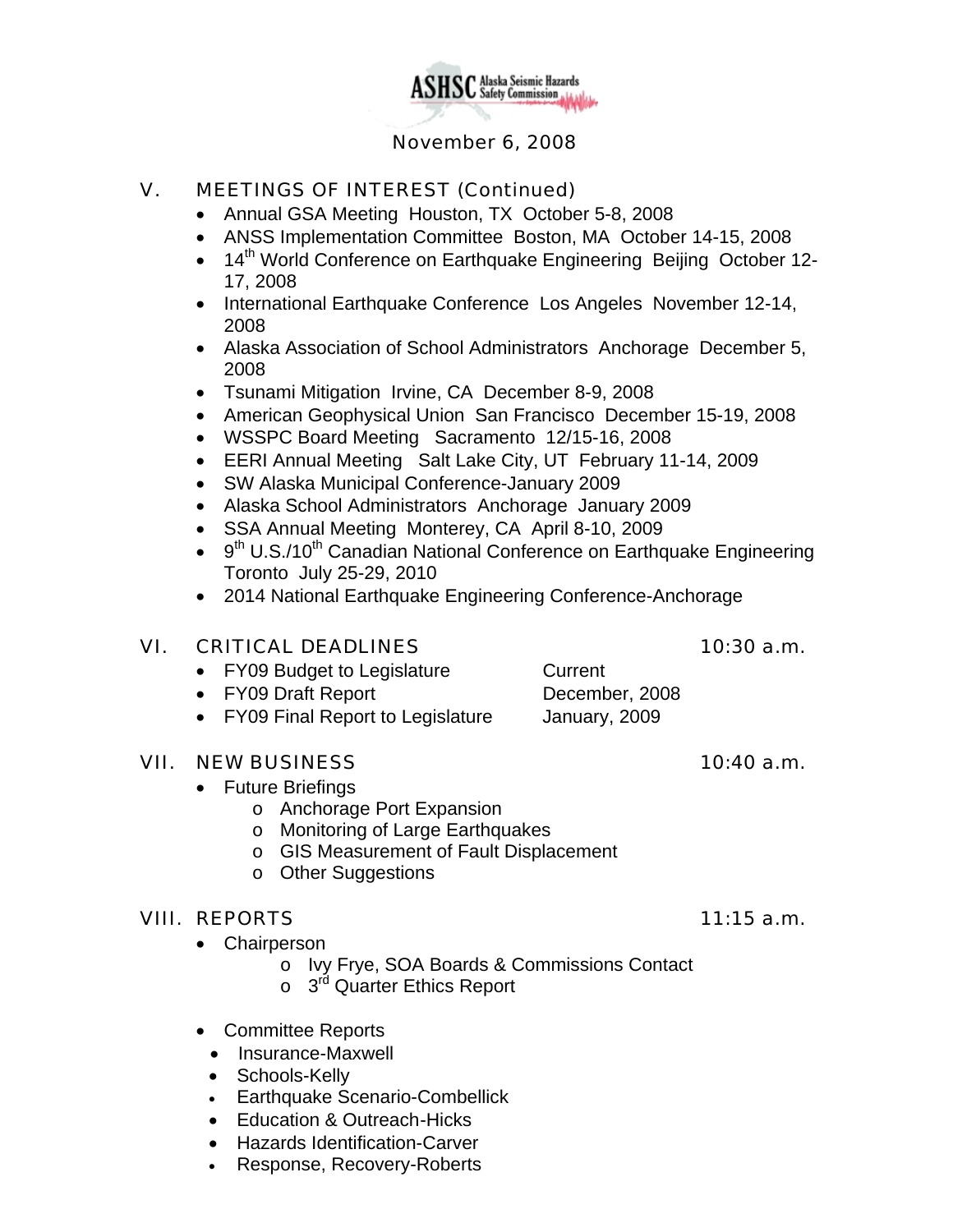November 6, 2008

## V. MEETINGS OF INTEREST (Continued)

- Annual GSA Meeting Houston, TX October 5-8, 2008
- ANSS Implementation Committee Boston, MA October 14-15, 2008
- 14th World Conference on Earthquake Engineering Beijing October 12-17, 2008
- International Earthquake Conference Los Angeles November 12-14, 2008
- Alaska Association of School Administrators Anchorage December 5, 2008
- Tsunami Mitigation Irvine, CA December 8-9, 2008
- American Geophysical Union San Francisco December 15-19, 2008
- WSSPC Board Meeting Sacramento 12/15-16, 2008
- EERI Annual Meeting Salt Lake City, UT February 11-14, 2009
- SW Alaska Municipal Conference-January 2009
- Alaska School Administrators Anchorage January 2009
- SSA Annual Meeting Monterey, CA April 8-10, 2009
- 9th U.S./10th Canadian National Conference on Earthquake Engineering Toronto July 25-29, 2010
- 2014 National Earthquake Engineering Conference-Anchorage

## VI. CRITICAL DEADLINES 10:30 a.m.

- FY09 Budget to Legislature Current
- FY09 Draft Report December, 2008
- FY09 Final Report to Legislature January, 2009

## VII. NEW BUSINESS 10:40 a.m.

- Future Briefings
  - Anchorage Port Expansion
  - Monitoring of Large Earthquakes
  - GIS Measurement of Fault Displacement
  - Other Suggestions

## VIII. REPORTS 11:15 a.m.

- Chairperson
  - Ivy Frye, SOA Boards & Commissions Contact
  - 3rd Quarter Ethics Report

- Committee Reports
- Insurance-Maxwell
- Schools-Kelly
- Earthquake Scenario-Combellick
- Education & Outreach-Hicks
- Hazards Identification-Carver
- Response, Recovery-Roberts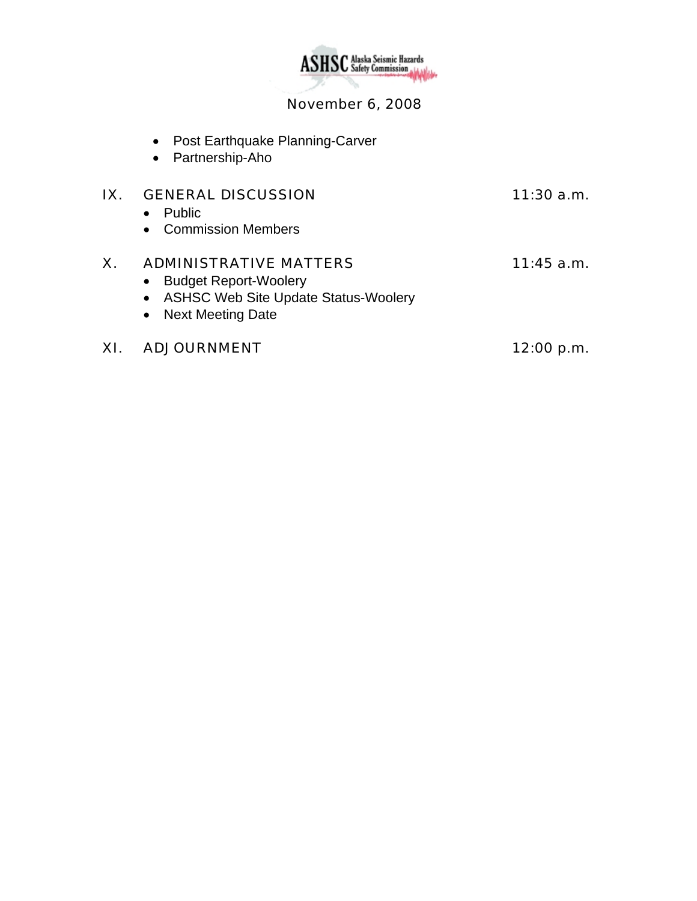November 6, 2008

- Post Earthquake Planning-Carver
- Partnership-Aho

## IX. GENERAL DISCUSSION 11:30 a.m.

- Public
- Commission Members

## X. ADMINISTRATIVE MATTERS 11:45 a.m.

- Budget Report-Woolery
- ASHSC Web Site Update Status-Woolery
- Next Meeting Date

## XI. ADJOURNMENT 12:00 p.m.